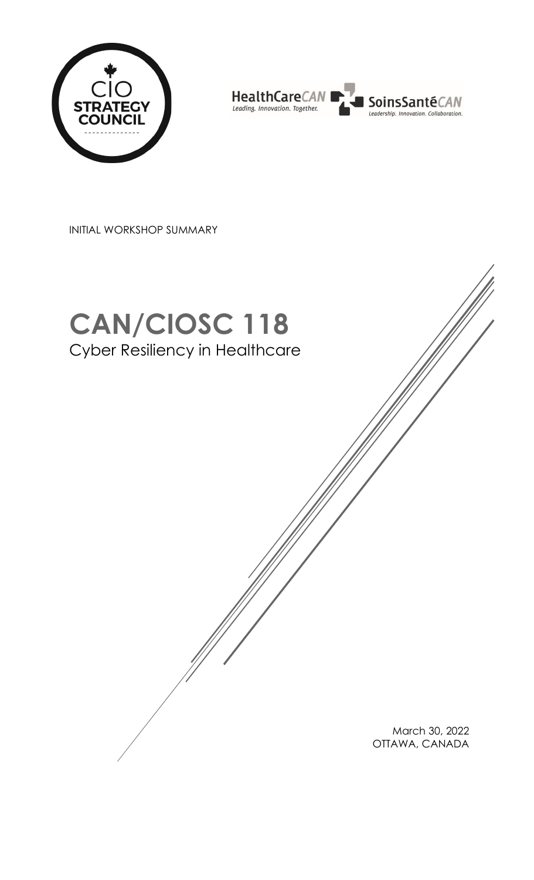CIO STRATEGY COUNCIL

HealthCareCAN Leading. Innovation. Together.

SoinsSantéCAN Leadership. Innovation. Collaboration.

INITIAL WORKSHOP SUMMARY

# CAN/CIOSC 118

## Cyber Resiliency in Healthcare

March 30, 2022
OTTAWA, CANADA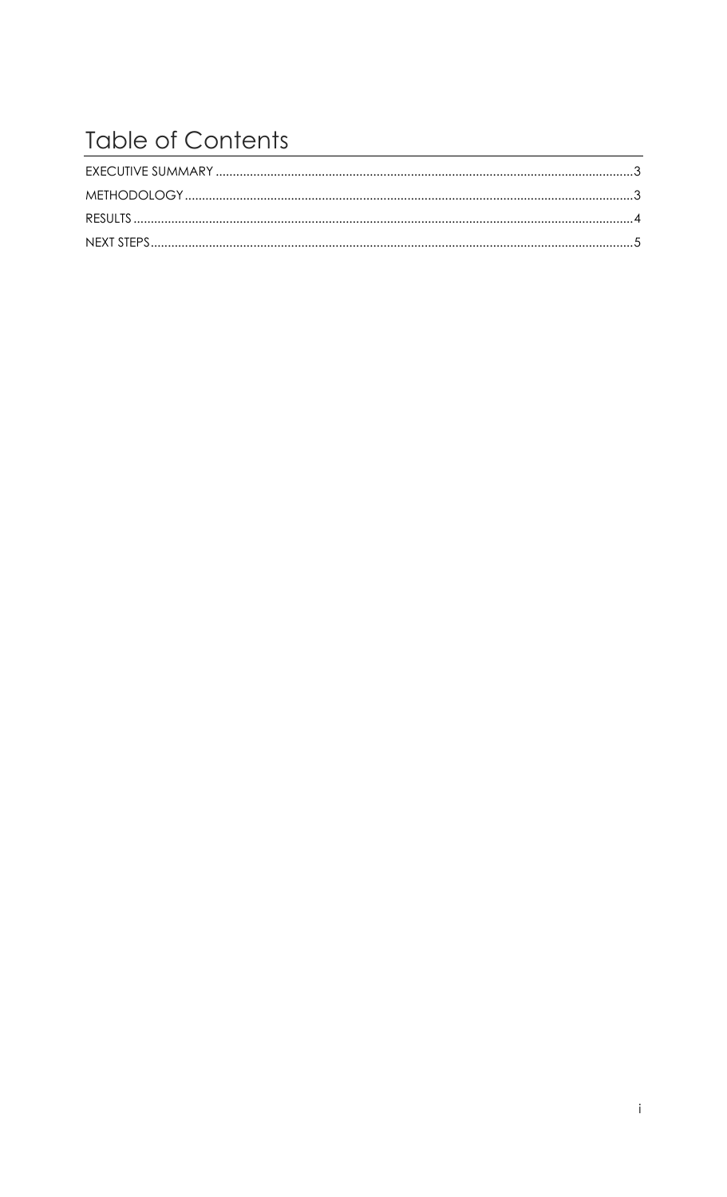# Table of Contents

EXECUTIVE SUMMARY ........................................................................................................................ 3

METHODOLOGY ................................................................................................................................. 3

RESULTS ................................................................................................................................................ 4

NEXT STEPS .......................................................................................................................................... 5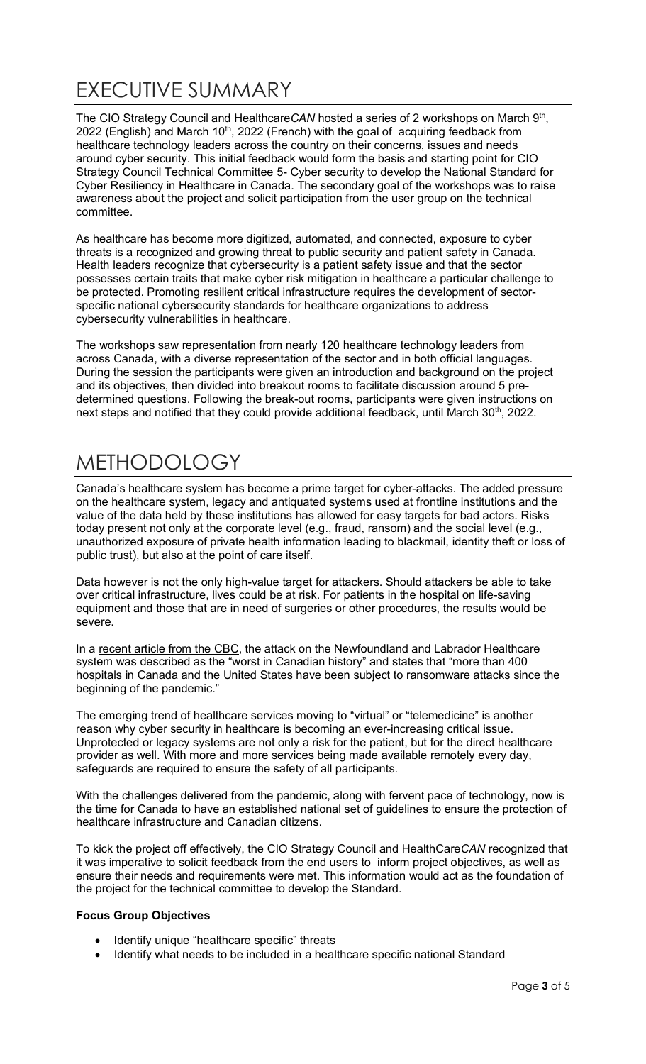# EXECUTIVE SUMMARY

The CIO Strategy Council and Healthcare*CAN* hosted a series of 2 workshops on March 9th, 2022 (English) and March 10th, 2022 (French) with the goal of acquiring feedback from healthcare technology leaders across the country on their concerns, issues and needs around cyber security. This initial feedback would form the basis and starting point for CIO Strategy Council Technical Committee 5- Cyber security to develop the National Standard for Cyber Resiliency in Healthcare in Canada. The secondary goal of the workshops was to raise awareness about the project and solicit participation from the user group on the technical committee.

As healthcare has become more digitized, automated, and connected, exposure to cyber threats is a recognized and growing threat to public security and patient safety in Canada. Health leaders recognize that cybersecurity is a patient safety issue and that the sector possesses certain traits that make cyber risk mitigation in healthcare a particular challenge to be protected. Promoting resilient critical infrastructure requires the development of sector-specific national cybersecurity standards for healthcare organizations to address cybersecurity vulnerabilities in healthcare.

The workshops saw representation from nearly 120 healthcare technology leaders from across Canada, with a diverse representation of the sector and in both official languages. During the session the participants were given an introduction and background on the project and its objectives, then divided into breakout rooms to facilitate discussion around 5 pre-determined questions. Following the break-out rooms, participants were given instructions on next steps and notified that they could provide additional feedback, until March 30th, 2022.

# METHODOLOGY

Canada's healthcare system has become a prime target for cyber-attacks. The added pressure on the healthcare system, legacy and antiquated systems used at frontline institutions and the value of the data held by these institutions has allowed for easy targets for bad actors. Risks today present not only at the corporate level (e.g., fraud, ransom) and the social level (e.g., unauthorized exposure of private health information leading to blackmail, identity theft or loss of public trust), but also at the point of care itself.

Data however is not the only high-value target for attackers. Should attackers be able to take over critical infrastructure, lives could be at risk. For patients in the hospital on life-saving equipment and those that are in need of surgeries or other procedures, the results would be severe.

In a recent article from the CBC, the attack on the Newfoundland and Labrador Healthcare system was described as the "worst in Canadian history" and states that "more than 400 hospitals in Canada and the United States have been subject to ransomware attacks since the beginning of the pandemic."

The emerging trend of healthcare services moving to "virtual" or "telemedicine" is another reason why cyber security in healthcare is becoming an ever-increasing critical issue. Unprotected or legacy systems are not only a risk for the patient, but for the direct healthcare provider as well. With more and more services being made available remotely every day, safeguards are required to ensure the safety of all participants.

With the challenges delivered from the pandemic, along with fervent pace of technology, now is the time for Canada to have an established national set of guidelines to ensure the protection of healthcare infrastructure and Canadian citizens.

To kick the project off effectively, the CIO Strategy Council and HealthCare*CAN* recognized that it was imperative to solicit feedback from the end users to inform project objectives, as well as ensure their needs and requirements were met. This information would act as the foundation of the project for the technical committee to develop the Standard.

**Focus Group Objectives**

- Identify unique "healthcare specific" threats
- Identify what needs to be included in a healthcare specific national Standard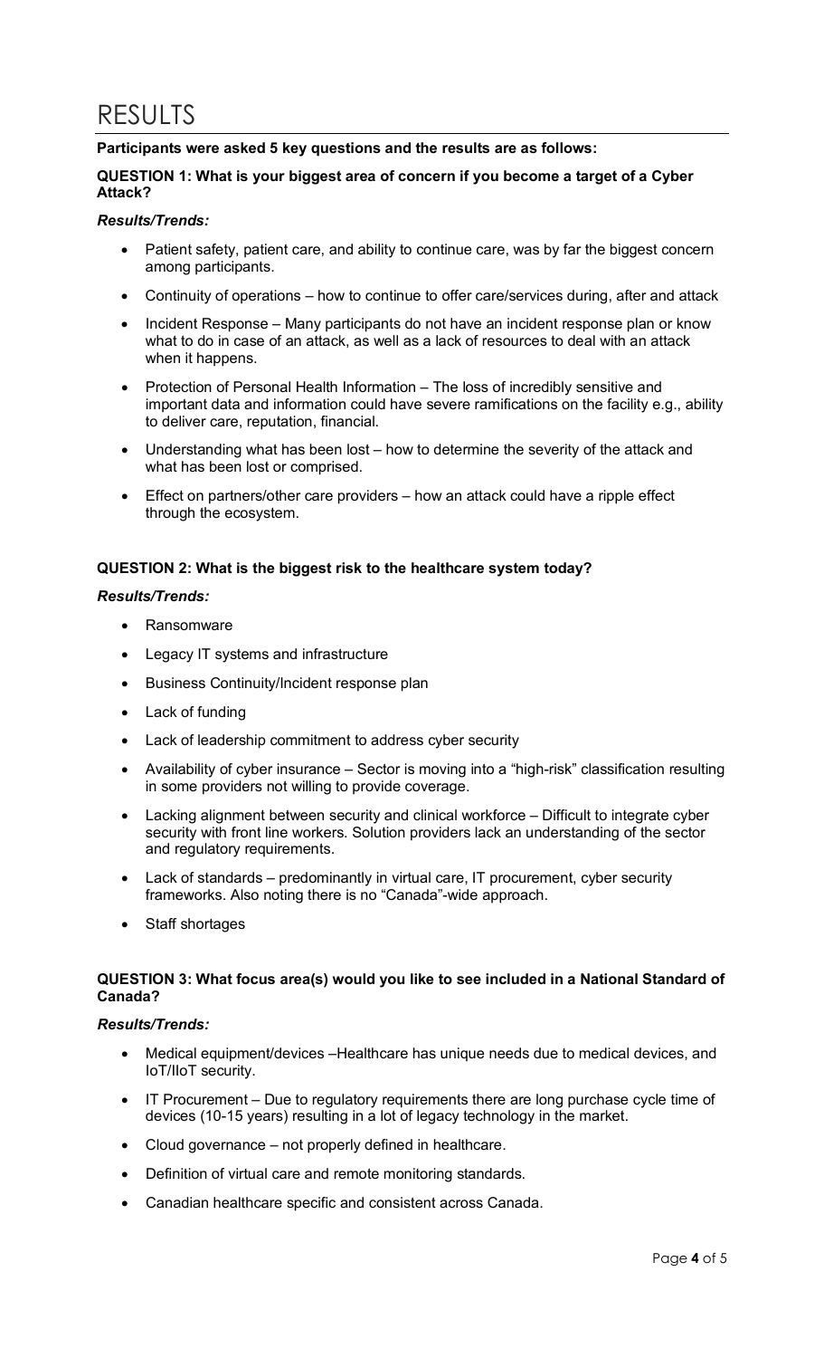# RESULTS

**Participants were asked 5 key questions and the results are as follows:**

**QUESTION 1: What is your biggest area of concern if you become a target of a Cyber Attack?**

***Results/Trends:***

- Patient safety, patient care, and ability to continue care, was by far the biggest concern among participants.
- Continuity of operations – how to continue to offer care/services during, after and attack
- Incident Response – Many participants do not have an incident response plan or know what to do in case of an attack, as well as a lack of resources to deal with an attack when it happens.
- Protection of Personal Health Information – The loss of incredibly sensitive and important data and information could have severe ramifications on the facility e.g., ability to deliver care, reputation, financial.
- Understanding what has been lost – how to determine the severity of the attack and what has been lost or comprised.
- Effect on partners/other care providers – how an attack could have a ripple effect through the ecosystem.

**QUESTION 2: What is the biggest risk to the healthcare system today?**

***Results/Trends:***

- Ransomware
- Legacy IT systems and infrastructure
- Business Continuity/Incident response plan
- Lack of funding
- Lack of leadership commitment to address cyber security
- Availability of cyber insurance – Sector is moving into a "high-risk" classification resulting in some providers not willing to provide coverage.
- Lacking alignment between security and clinical workforce – Difficult to integrate cyber security with front line workers. Solution providers lack an understanding of the sector and regulatory requirements.
- Lack of standards – predominantly in virtual care, IT procurement, cyber security frameworks. Also noting there is no "Canada"-wide approach.
- Staff shortages

**QUESTION 3: What focus area(s) would you like to see included in a National Standard of Canada?**

***Results/Trends:***

- Medical equipment/devices –Healthcare has unique needs due to medical devices, and IoT/IIoT security.
- IT Procurement – Due to regulatory requirements there are long purchase cycle time of devices (10-15 years) resulting in a lot of legacy technology in the market.
- Cloud governance – not properly defined in healthcare.
- Definition of virtual care and remote monitoring standards.
- Canadian healthcare specific and consistent across Canada.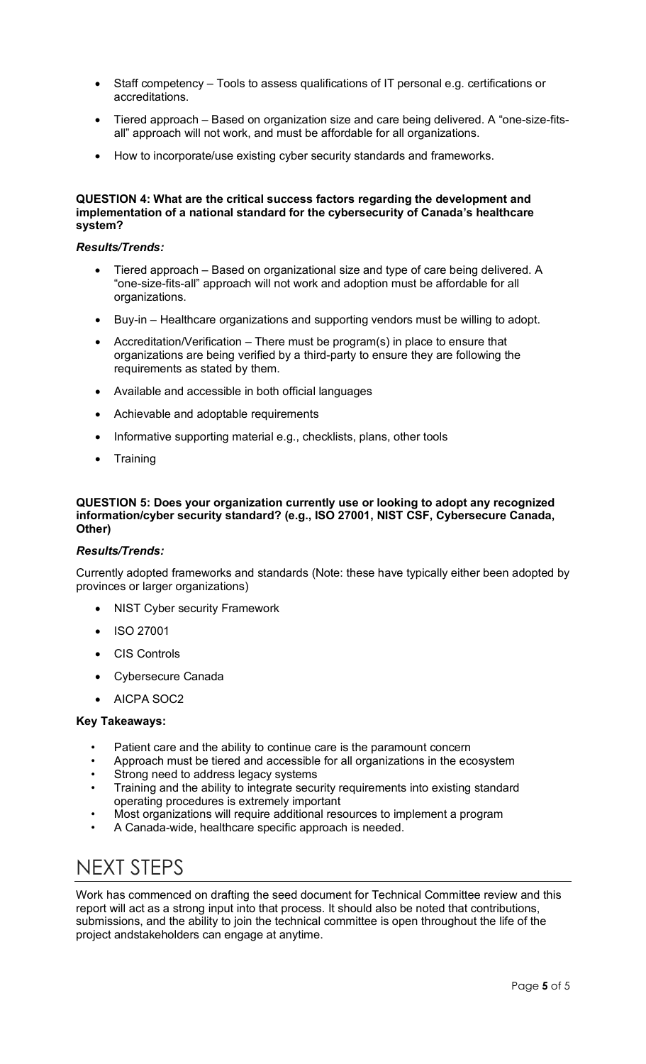- Staff competency – Tools to assess qualifications of IT personal e.g. certifications or accreditations.
- Tiered approach – Based on organization size and care being delivered. A "one-size-fits-all" approach will not work, and must be affordable for all organizations.
- How to incorporate/use existing cyber security standards and frameworks.

**QUESTION 4: What are the critical success factors regarding the development and implementation of a national standard for the cybersecurity of Canada's healthcare system?**

***Results/Trends:***

- Tiered approach – Based on organizational size and type of care being delivered. A "one-size-fits-all" approach will not work and adoption must be affordable for all organizations.
- Buy-in – Healthcare organizations and supporting vendors must be willing to adopt.
- Accreditation/Verification – There must be program(s) in place to ensure that organizations are being verified by a third-party to ensure they are following the requirements as stated by them.
- Available and accessible in both official languages
- Achievable and adoptable requirements
- Informative supporting material e.g., checklists, plans, other tools
- Training

**QUESTION 5: Does your organization currently use or looking to adopt any recognized information/cyber security standard? (e.g., ISO 27001, NIST CSF, Cybersecure Canada, Other)**

***Results/Trends:***

Currently adopted frameworks and standards (Note: these have typically either been adopted by provinces or larger organizations)

- NIST Cyber security Framework
- ISO 27001
- CIS Controls
- Cybersecure Canada
- AICPA SOC2

**Key Takeaways:**

- Patient care and the ability to continue care is the paramount concern
- Approach must be tiered and accessible for all organizations in the ecosystem
- Strong need to address legacy systems
- Training and the ability to integrate security requirements into existing standard operating procedures is extremely important
- Most organizations will require additional resources to implement a program
- A Canada-wide, healthcare specific approach is needed.

# NEXT STEPS

Work has commenced on drafting the seed document for Technical Committee review and this report will act as a strong input into that process. It should also be noted that contributions, submissions, and the ability to join the technical committee is open throughout the life of the project andstakeholders can engage at anytime.